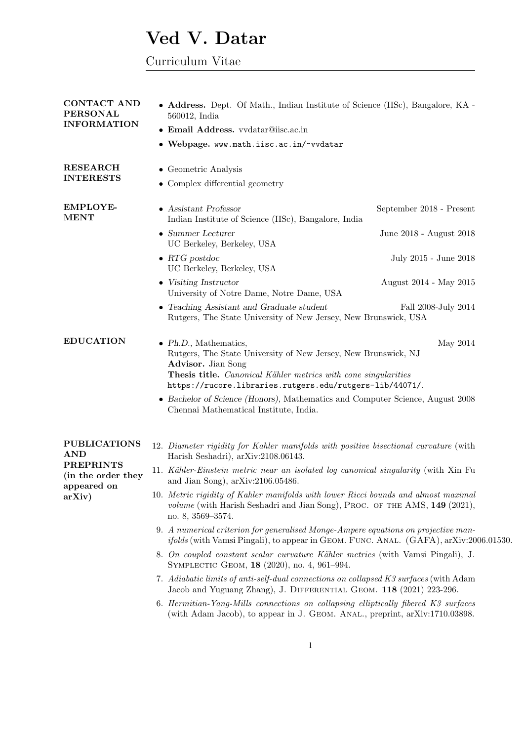# Ved V. Datar

## Curriculum Vitae

### CONTACT AND PERSONAL INFORMATION

- **Address.** Dept. Of Math., Indian Institute of Science (IISc), Bangalore, KA - 560012, India
- **Email Address.** vvdatar@iisc.ac.in
- **Webpage.** www.math.iisc.ac.in/~vvdatar

### RESEARCH INTERESTS

- Geometric Analysis
- Complex differential geometry

### EMPLOYEMENT

- *Assistant Professor* — September 2018 - Present
  Indian Institute of Science (IISc), Bangalore, India
- *Summer Lecturer* — June 2018 - August 2018
  UC Berkeley, Berkeley, USA
- *RTG postdoc* — July 2015 - June 2018
  UC Berkeley, Berkeley, USA
- *Visiting Instructor* — August 2014 - May 2015
  University of Notre Dame, Notre Dame, USA
- *Teaching Assistant and Graduate student* — Fall 2008-July 2014
  Rutgers, The State University of New Jersey, New Brunswick, USA

### EDUCATION

- *Ph.D.,* Mathematics, — May 2014
  Rutgers, The State University of New Jersey, New Brunswick, NJ
  **Advisor.** Jian Song
  **Thesis title.** *Canonical Kähler metrics with cone singularities*
  https://rucore.libraries.rutgers.edu/rutgers-lib/44071/.
- *Bachelor of Science (Honors),* Mathematics and Computer Science, August 2008
  Chennai Mathematical Institute, India.

### PUBLICATIONS AND PREPRINTS (in the order they appeared on arXiv)

12. *Diameter rigidity for Kahler manifolds with positive bisectional curvature* (with Harish Seshadri), arXiv:2108.06143.
11. *Kähler-Einstein metric near an isolated log canonical singularity* (with Xin Fu and Jian Song), arXiv:2106.05486.
10. *Metric rigidity of Kahler manifolds with lower Ricci bounds and almost maximal volume* (with Harish Seshadri and Jian Song), Proc. of the AMS, **149** (2021), no. 8, 3569–3574.
9. *A numerical criterion for generalised Monge-Ampere equations on projective manifolds* (with Vamsi Pingali), to appear in Geom. Func. Anal. (GAFA), arXiv:2006.01530.
8. *On coupled constant scalar curvature Kähler metrics* (with Vamsi Pingali), J. Symplectic Geom, **18** (2020), no. 4, 961–994.
7. *Adiabatic limits of anti-self-dual connections on collapsed K3 surfaces* (with Adam Jacob and Yuguang Zhang), J. Differential Geom. **118** (2021) 223-296.
6. *Hermitian-Yang-Mills connections on collapsing elliptically fibered K3 surfaces* (with Adam Jacob), to appear in J. Geom. Anal., preprint, arXiv:1710.03898.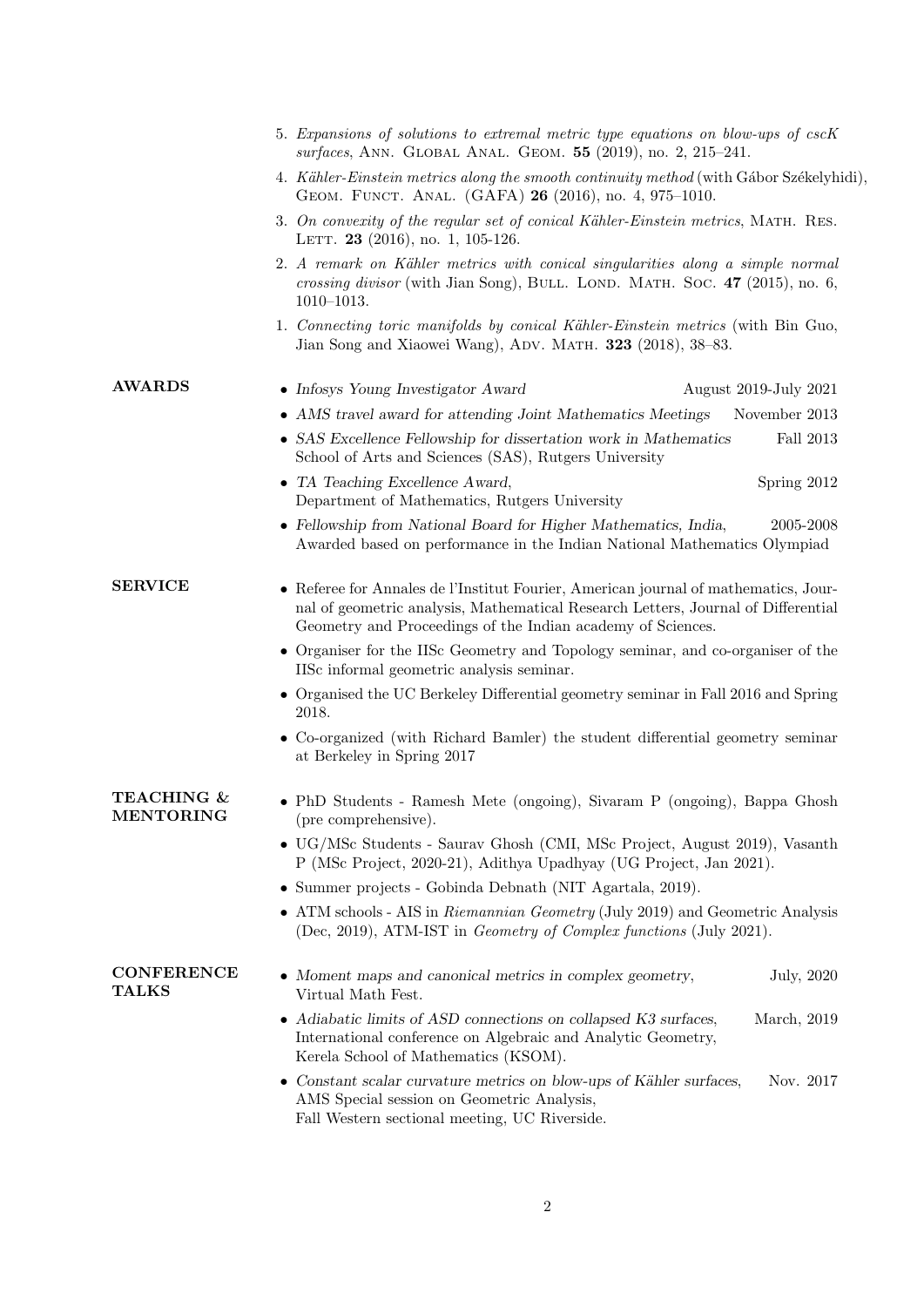5. *Expansions of solutions to extremal metric type equations on blow-ups of cscK surfaces*, Ann. Global Anal. Geom. **55** (2019), no. 2, 215–241.
4. *Kähler-Einstein metrics along the smooth continuity method* (with Gábor Székelyhidi), Geom. Funct. Anal. (GAFA) **26** (2016), no. 4, 975–1010.
3. *On convexity of the regular set of conical Kähler-Einstein metrics*, Math. Res. Lett. **23** (2016), no. 1, 105-126.
2. *A remark on Kähler metrics with conical singularities along a simple normal crossing divisor* (with Jian Song), Bull. Lond. Math. Soc. **47** (2015), no. 6, 1010–1013.
1. *Connecting toric manifolds by conical Kähler-Einstein metrics* (with Bin Guo, Jian Song and Xiaowei Wang), Adv. Math. **323** (2018), 38–83.

## AWARDS

- *Infosys Young Investigator Award* — August 2019-July 2021
- *AMS travel award for attending Joint Mathematics Meetings* — November 2013
- *SAS Excellence Fellowship for dissertation work in Mathematics* — Fall 2013
  School of Arts and Sciences (SAS), Rutgers University
- *TA Teaching Excellence Award*, — Spring 2012
  Department of Mathematics, Rutgers University
- *Fellowship from National Board for Higher Mathematics, India*, — 2005-2008
  Awarded based on performance in the Indian National Mathematics Olympiad

## SERVICE

- Referee for Annales de l'Institut Fourier, American journal of mathematics, Journal of geometric analysis, Mathematical Research Letters, Journal of Differential Geometry and Proceedings of the Indian academy of Sciences.
- Organiser for the IISc Geometry and Topology seminar, and co-organiser of the IISc informal geometric analysis seminar.
- Organised the UC Berkeley Differential geometry seminar in Fall 2016 and Spring 2018.
- Co-organized (with Richard Bamler) the student differential geometry seminar at Berkeley in Spring 2017

## TEACHING & MENTORING

- PhD Students - Ramesh Mete (ongoing), Sivaram P (ongoing), Bappa Ghosh (pre comprehensive).
- UG/MSc Students - Saurav Ghosh (CMI, MSc Project, August 2019), Vasanth P (MSc Project, 2020-21), Adithya Upadhyay (UG Project, Jan 2021).
- Summer projects - Gobinda Debnath (NIT Agartala, 2019).
- ATM schools - AIS in *Riemannian Geometry* (July 2019) and Geometric Analysis (Dec, 2019), ATM-IST in *Geometry of Complex functions* (July 2021).

## CONFERENCE TALKS

- *Moment maps and canonical metrics in complex geometry*, — July, 2020
  Virtual Math Fest.
- *Adiabatic limits of ASD connections on collapsed K3 surfaces*, — March, 2019
  International conference on Algebraic and Analytic Geometry,
  Kerela School of Mathematics (KSOM).
- *Constant scalar curvature metrics on blow-ups of Kähler surfaces*, — Nov. 2017
  AMS Special session on Geometric Analysis,
  Fall Western sectional meeting, UC Riverside.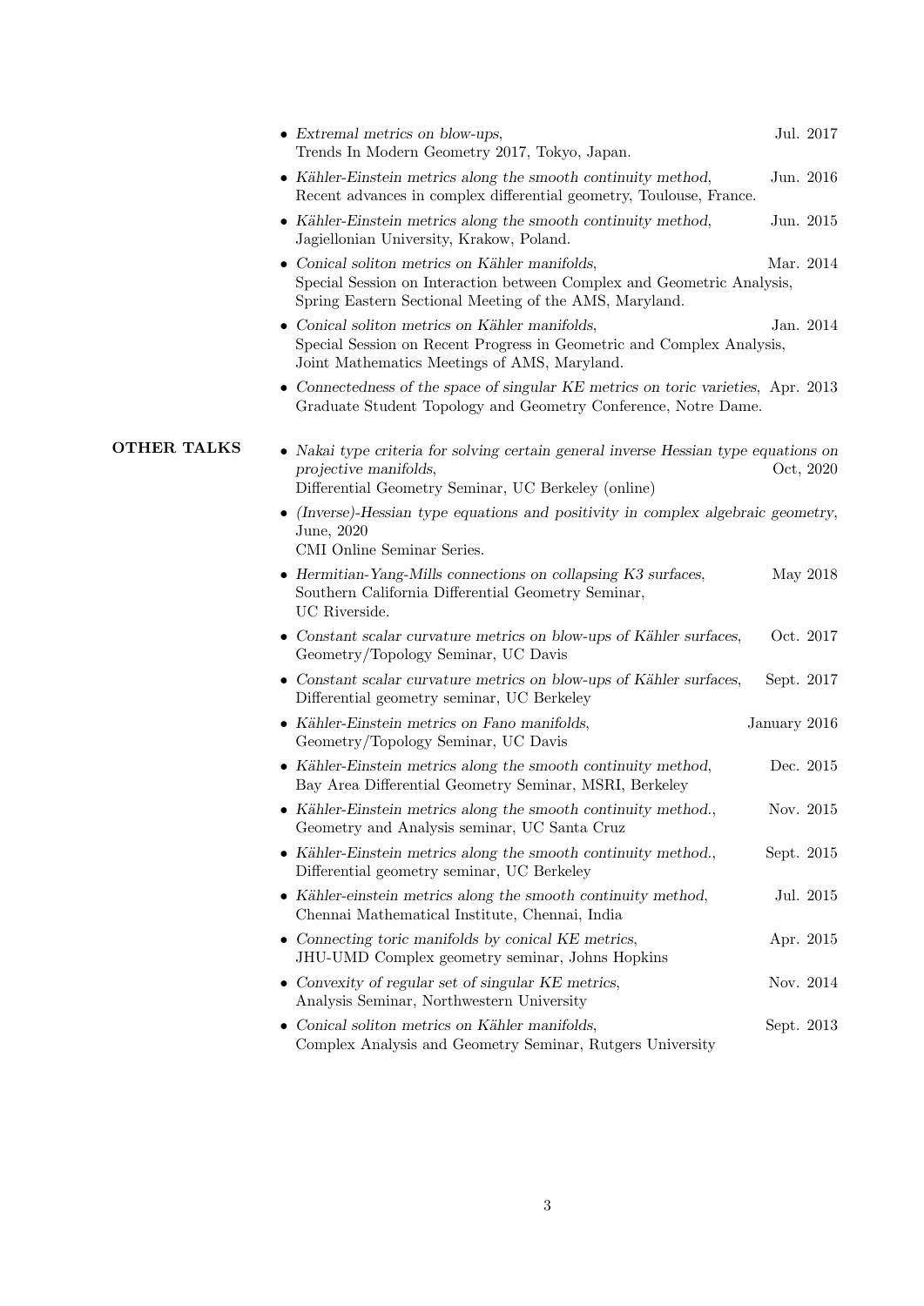- *Extremal metrics on blow-ups*, Jul. 2017
  Trends In Modern Geometry 2017, Tokyo, Japan.
- *Kähler-Einstein metrics along the smooth continuity method*, Jun. 2016
  Recent advances in complex differential geometry, Toulouse, France.
- *Kähler-Einstein metrics along the smooth continuity method*, Jun. 2015
  Jagiellonian University, Krakow, Poland.
- *Conical soliton metrics on Kähler manifolds*, Mar. 2014
  Special Session on Interaction between Complex and Geometric Analysis, Spring Eastern Sectional Meeting of the AMS, Maryland.
- *Conical soliton metrics on Kähler manifolds*, Jan. 2014
  Special Session on Recent Progress in Geometric and Complex Analysis, Joint Mathematics Meetings of AMS, Maryland.
- *Connectedness of the space of singular KE metrics on toric varieties*, Apr. 2013
  Graduate Student Topology and Geometry Conference, Notre Dame.

## OTHER TALKS

- *Nakai type criteria for solving certain general inverse Hessian type equations on projective manifolds*, Oct, 2020
  Differential Geometry Seminar, UC Berkeley (online)
- *(Inverse)-Hessian type equations and positivity in complex algebraic geometry*, June, 2020
  CMI Online Seminar Series.
- *Hermitian-Yang-Mills connections on collapsing K3 surfaces*, May 2018
  Southern California Differential Geometry Seminar, UC Riverside.
- *Constant scalar curvature metrics on blow-ups of Kähler surfaces*, Oct. 2017
  Geometry/Topology Seminar, UC Davis
- *Constant scalar curvature metrics on blow-ups of Kähler surfaces*, Sept. 2017
  Differential geometry seminar, UC Berkeley
- *Kähler-Einstein metrics on Fano manifolds*, January 2016
  Geometry/Topology Seminar, UC Davis
- *Kähler-Einstein metrics along the smooth continuity method*, Dec. 2015
  Bay Area Differential Geometry Seminar, MSRI, Berkeley
- *Kähler-Einstein metrics along the smooth continuity method.*, Nov. 2015
  Geometry and Analysis seminar, UC Santa Cruz
- *Kähler-Einstein metrics along the smooth continuity method.*, Sept. 2015
  Differential geometry seminar, UC Berkeley
- *Kähler-einstein metrics along the smooth continuity method*, Jul. 2015
  Chennai Mathematical Institute, Chennai, India
- *Connecting toric manifolds by conical KE metrics*, Apr. 2015
  JHU-UMD Complex geometry seminar, Johns Hopkins
- *Convexity of regular set of singular KE metrics*, Nov. 2014
  Analysis Seminar, Northwestern University
- *Conical soliton metrics on Kähler manifolds*, Sept. 2013
  Complex Analysis and Geometry Seminar, Rutgers University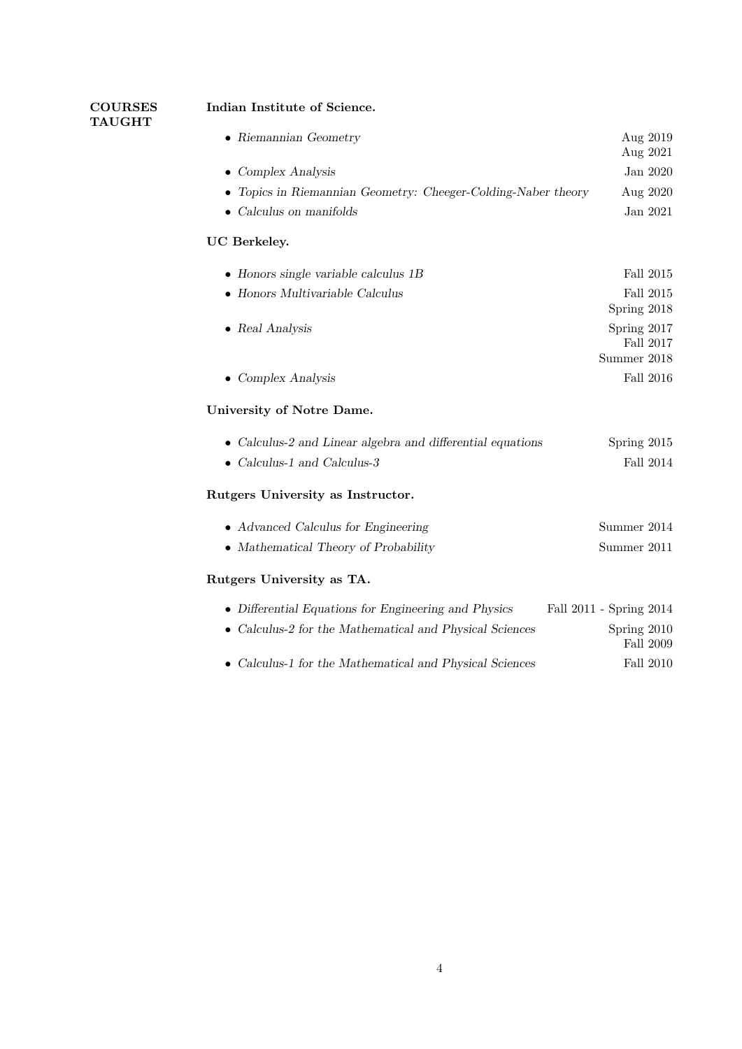## COURSES TAUGHT

### Indian Institute of Science.

- *Riemannian Geometry* — Aug 2019, Aug 2021
- *Complex Analysis* — Jan 2020
- *Topics in Riemannian Geometry: Cheeger-Colding-Naber theory* — Aug 2020
- *Calculus on manifolds* — Jan 2021

### UC Berkeley.

- *Honors single variable calculus 1B* — Fall 2015
- *Honors Multivariable Calculus* — Fall 2015, Spring 2018
- *Real Analysis* — Spring 2017, Fall 2017, Summer 2018
- *Complex Analysis* — Fall 2016

### University of Notre Dame.

- *Calculus-2 and Linear algebra and differential equations* — Spring 2015
- *Calculus-1 and Calculus-3* — Fall 2014

### Rutgers University as Instructor.

- *Advanced Calculus for Engineering* — Summer 2014
- *Mathematical Theory of Probability* — Summer 2011

### Rutgers University as TA.

- *Differential Equations for Engineering and Physics* — Fall 2011 - Spring 2014
- *Calculus-2 for the Mathematical and Physical Sciences* — Spring 2010, Fall 2009
- *Calculus-1 for the Mathematical and Physical Sciences* — Fall 2010